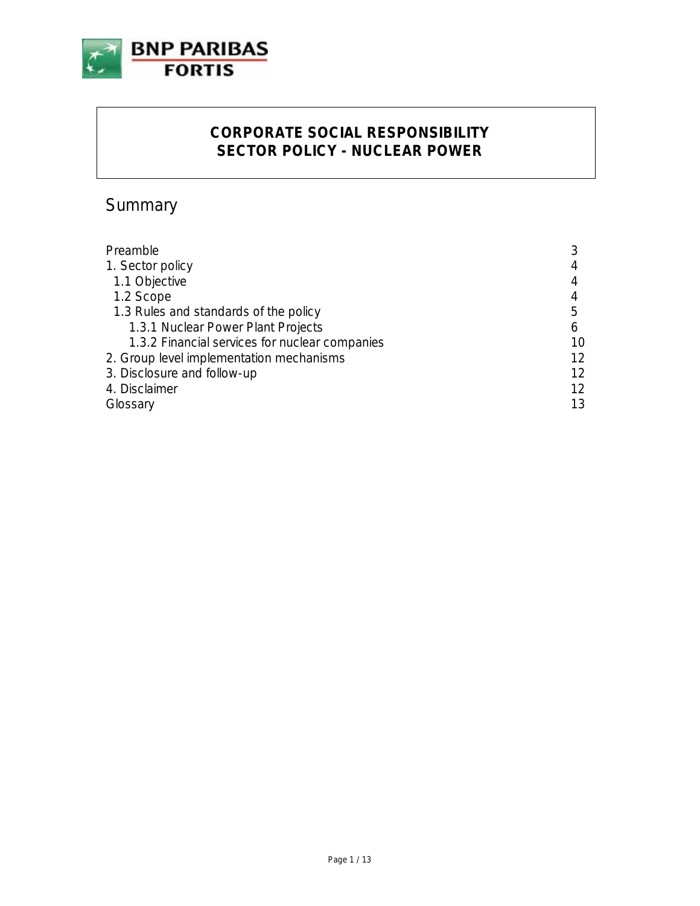# CORPORATE SOCIAL RESPONSIBILITY
# SECTOR POLICY - NUCLEAR POWER

## Summary

| | |
|---|---|
| Preamble | 3 |
| 1. Sector policy | 4 |
| 1.1 Objective | 4 |
| 1.2 Scope | 4 |
| 1.3 Rules and standards of the policy | 5 |
| 1.3.1 Nuclear Power Plant Projects | 6 |
| 1.3.2 Financial services for nuclear companies | 10 |
| 2. Group level implementation mechanisms | 12 |
| 3. Disclosure and follow-up | 12 |
| 4. Disclaimer | 12 |
| Glossary | 13 |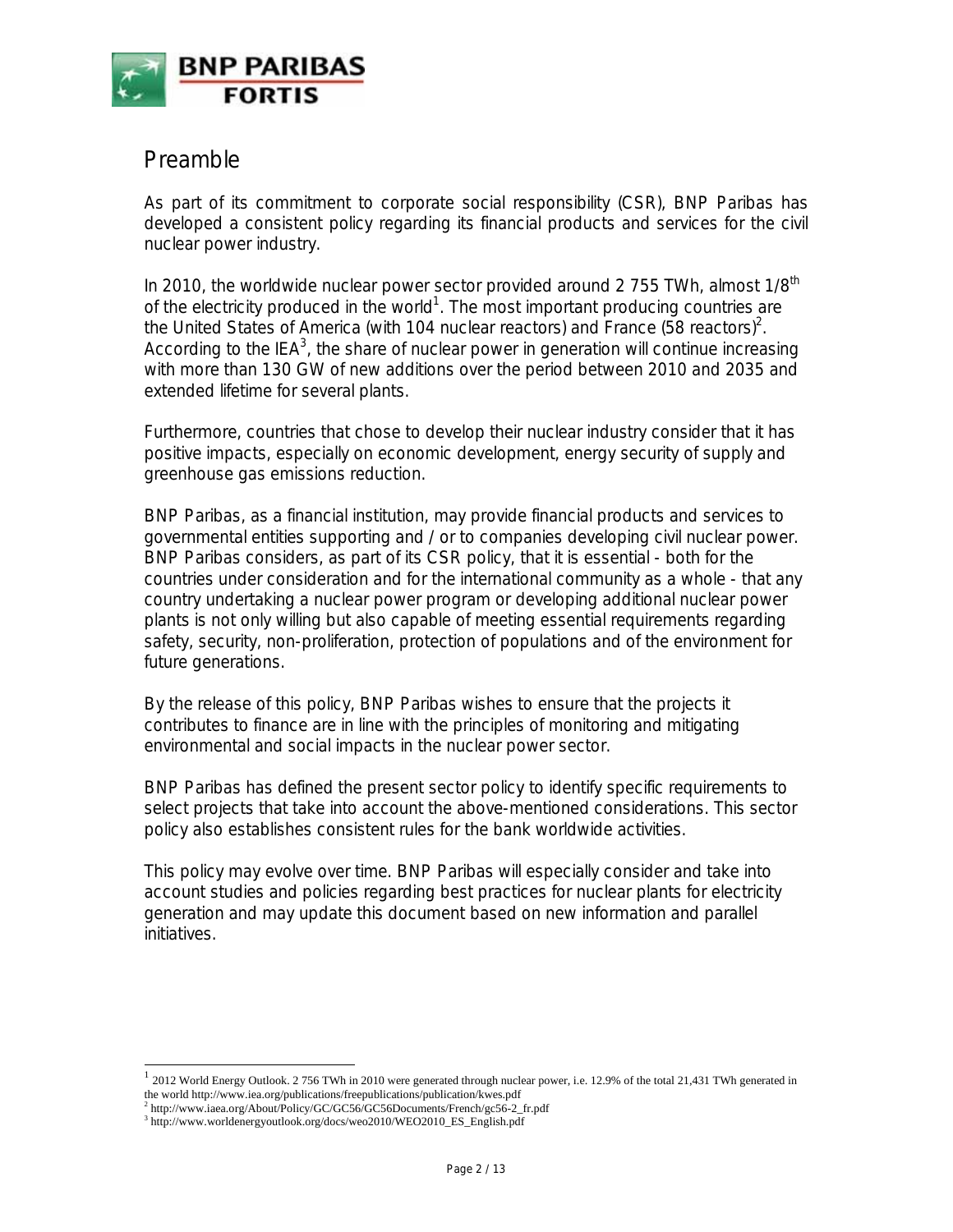# Preamble

As part of its commitment to corporate social responsibility (CSR), BNP Paribas has developed a consistent policy regarding its financial products and services for the civil nuclear power industry.

In 2010, the worldwide nuclear power sector provided around 2 755 TWh, almost 1/8$^{th}$ of the electricity produced in the world[1]. The most important producing countries are the United States of America (with 104 nuclear reactors) and France (58 reactors)[2]. According to the IEA[3], the share of nuclear power in generation will continue increasing with more than 130 GW of new additions over the period between 2010 and 2035 and extended lifetime for several plants.

Furthermore, countries that chose to develop their nuclear industry consider that it has positive impacts, especially on economic development, energy security of supply and greenhouse gas emissions reduction.

BNP Paribas, as a financial institution, may provide financial products and services to governmental entities supporting and / or to companies developing civil nuclear power. BNP Paribas considers, as part of its CSR policy, that it is essential - both for the countries under consideration and for the international community as a whole - that any country undertaking a nuclear power program or developing additional nuclear power plants is not only willing but also capable of meeting essential requirements regarding safety, security, non-proliferation, protection of populations and of the environment for future generations.

By the release of this policy, BNP Paribas wishes to ensure that the projects it contributes to finance are in line with the principles of monitoring and mitigating environmental and social impacts in the nuclear power sector.

BNP Paribas has defined the present sector policy to identify specific requirements to select projects that take into account the above-mentioned considerations. This sector policy also establishes consistent rules for the bank worldwide activities.

This policy may evolve over time. BNP Paribas will especially consider and take into account studies and policies regarding best practices for nuclear plants for electricity generation and may update this document based on new information and parallel initiatives.

---

[1] 2012 World Energy Outlook. 2 756 TWh in 2010 were generated through nuclear power, i.e. 12.9% of the total 21,431 TWh generated in the world http://www.iea.org/publications/freepublications/publication/kwes.pdf

[2] http://www.iaea.org/About/Policy/GC/GC56/GC56Documents/French/gc56-2_fr.pdf

[3] http://www.worldenergyoutlook.org/docs/weo2010/WEO2010_ES_English.pdf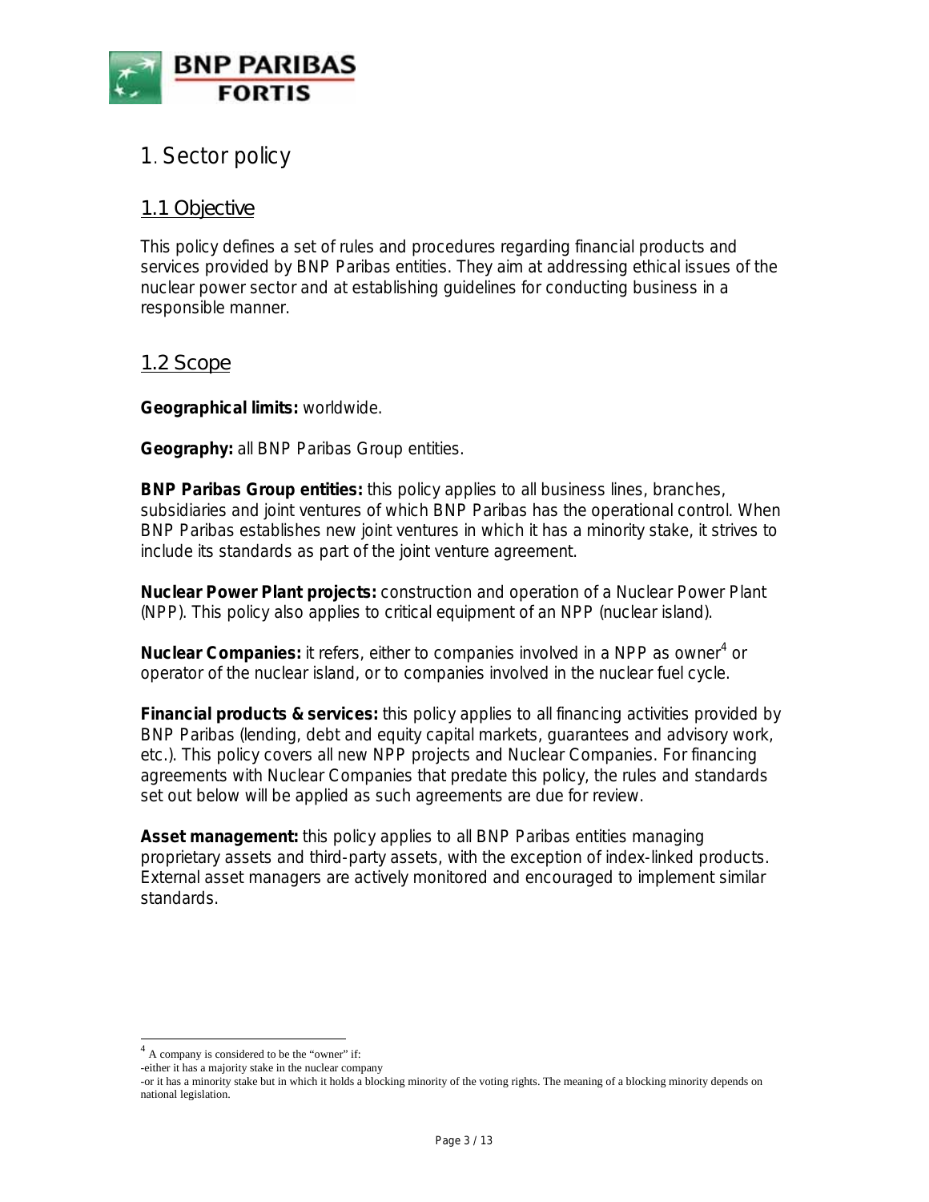# 1. Sector policy

## 1.1 Objective

This policy defines a set of rules and procedures regarding financial products and services provided by BNP Paribas entities. They aim at addressing ethical issues of the nuclear power sector and at establishing guidelines for conducting business in a responsible manner.

## 1.2 Scope

**Geographical limits:** worldwide.

**Geography:** all BNP Paribas Group entities.

**BNP Paribas Group entities:** this policy applies to all business lines, branches, subsidiaries and joint ventures of which BNP Paribas has the operational control. When BNP Paribas establishes new joint ventures in which it has a minority stake, it strives to include its standards as part of the joint venture agreement.

**Nuclear Power Plant projects:** construction and operation of a Nuclear Power Plant (NPP). This policy also applies to critical equipment of an NPP (nuclear island).

**Nuclear Companies:** it refers, either to companies involved in a NPP as owner[4] or operator of the nuclear island, or to companies involved in the nuclear fuel cycle.

**Financial products & services:** this policy applies to all financing activities provided by BNP Paribas (lending, debt and equity capital markets, guarantees and advisory work, etc.). This policy covers all new NPP projects and Nuclear Companies. For financing agreements with Nuclear Companies that predate this policy, the rules and standards set out below will be applied as such agreements are due for review.

**Asset management:** this policy applies to all BNP Paribas entities managing proprietary assets and third-party assets, with the exception of index-linked products. External asset managers are actively monitored and encouraged to implement similar standards.

---

[4] A company is considered to be the "owner" if:
-either it has a majority stake in the nuclear company
-or it has a minority stake but in which it holds a blocking minority of the voting rights. The meaning of a blocking minority depends on national legislation.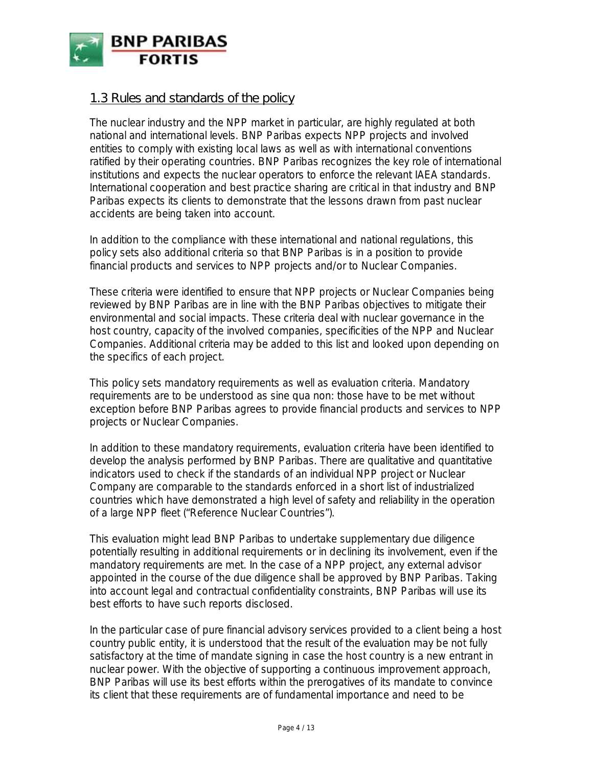## 1.3 Rules and standards of the policy

The nuclear industry and the NPP market in particular, are highly regulated at both national and international levels. BNP Paribas expects NPP projects and involved entities to comply with existing local laws as well as with international conventions ratified by their operating countries. BNP Paribas recognizes the key role of international institutions and expects the nuclear operators to enforce the relevant IAEA standards. International cooperation and best practice sharing are critical in that industry and BNP Paribas expects its clients to demonstrate that the lessons drawn from past nuclear accidents are being taken into account.

In addition to the compliance with these international and national regulations, this policy sets also additional criteria so that BNP Paribas is in a position to provide financial products and services to NPP projects and/or to Nuclear Companies.

These criteria were identified to ensure that NPP projects or Nuclear Companies being reviewed by BNP Paribas are in line with the BNP Paribas objectives to mitigate their environmental and social impacts. These criteria deal with nuclear governance in the host country, capacity of the involved companies, specificities of the NPP and Nuclear Companies. Additional criteria may be added to this list and looked upon depending on the specifics of each project.

This policy sets mandatory requirements as well as evaluation criteria. Mandatory requirements are to be understood as sine qua non: those have to be met without exception before BNP Paribas agrees to provide financial products and services to NPP projects or Nuclear Companies.

In addition to these mandatory requirements, evaluation criteria have been identified to develop the analysis performed by BNP Paribas. There are qualitative and quantitative indicators used to check if the standards of an individual NPP project or Nuclear Company are comparable to the standards enforced in a short list of industrialized countries which have demonstrated a high level of safety and reliability in the operation of a large NPP fleet ("Reference Nuclear Countries").

This evaluation might lead BNP Paribas to undertake supplementary due diligence potentially resulting in additional requirements or in declining its involvement, even if the mandatory requirements are met. In the case of a NPP project, any external advisor appointed in the course of the due diligence shall be approved by BNP Paribas. Taking into account legal and contractual confidentiality constraints, BNP Paribas will use its best efforts to have such reports disclosed.

In the particular case of pure financial advisory services provided to a client being a host country public entity, it is understood that the result of the evaluation may be not fully satisfactory at the time of mandate signing in case the host country is a new entrant in nuclear power. With the objective of supporting a continuous improvement approach, BNP Paribas will use its best efforts within the prerogatives of its mandate to convince its client that these requirements are of fundamental importance and need to be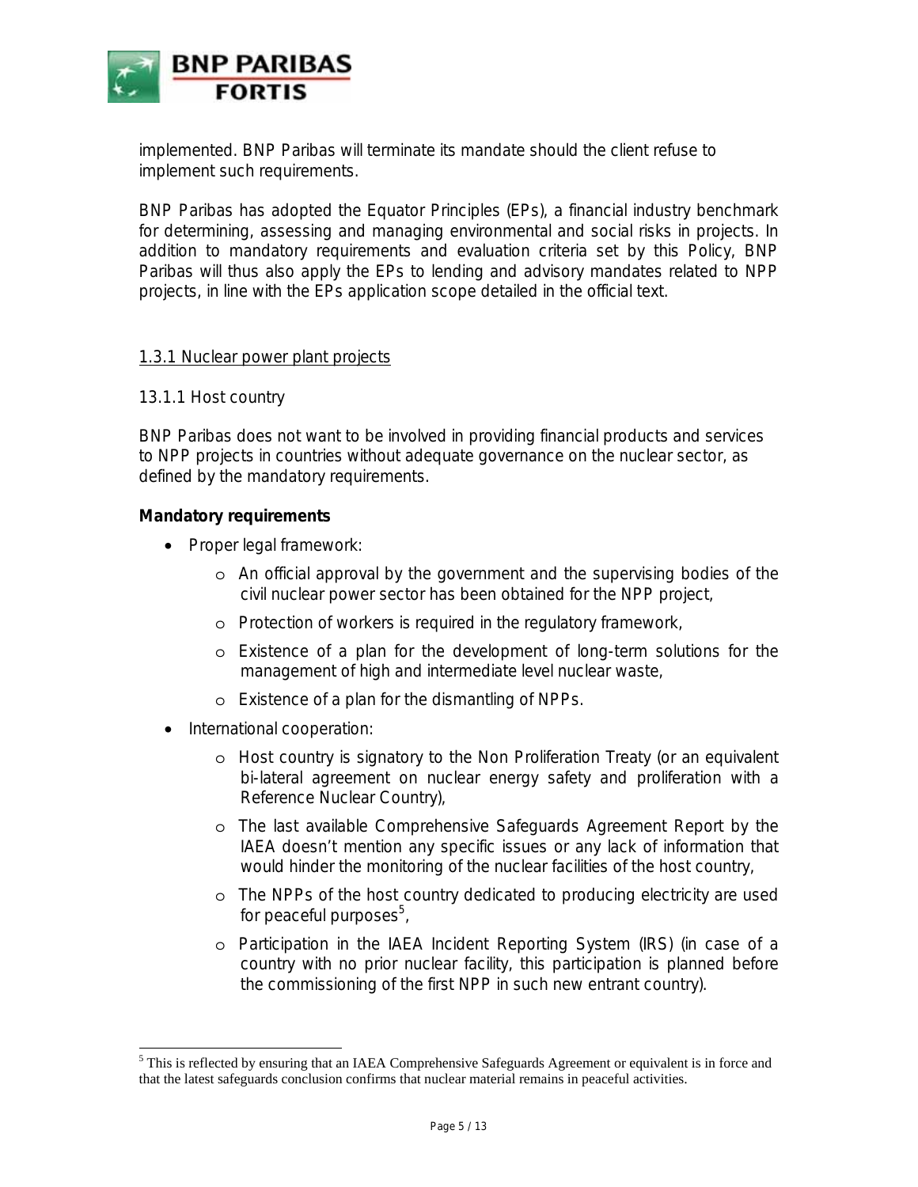implemented. BNP Paribas will terminate its mandate should the client refuse to implement such requirements.

BNP Paribas has adopted the Equator Principles (EPs), a financial industry benchmark for determining, assessing and managing environmental and social risks in projects. In addition to mandatory requirements and evaluation criteria set by this Policy, BNP Paribas will thus also apply the EPs to lending and advisory mandates related to NPP projects, in line with the EPs application scope detailed in the official text.

### 1.3.1 Nuclear power plant projects

#### 13.1.1 Host country

BNP Paribas does not want to be involved in providing financial products and services to NPP projects in countries without adequate governance on the nuclear sector, as defined by the mandatory requirements.

**Mandatory requirements**

- Proper legal framework:
  - An official approval by the government and the supervising bodies of the civil nuclear power sector has been obtained for the NPP project,
  - Protection of workers is required in the regulatory framework,
  - Existence of a plan for the development of long-term solutions for the management of high and intermediate level nuclear waste,
  - Existence of a plan for the dismantling of NPPs.
- International cooperation:
  - Host country is signatory to the Non Proliferation Treaty (or an equivalent bi-lateral agreement on nuclear energy safety and proliferation with a Reference Nuclear Country),
  - The last available Comprehensive Safeguards Agreement Report by the IAEA doesn't mention any specific issues or any lack of information that would hinder the monitoring of the nuclear facilities of the host country,
  - The NPPs of the host country dedicated to producing electricity are used for peaceful purposes[5],
  - Participation in the IAEA Incident Reporting System (IRS) (in case of a country with no prior nuclear facility, this participation is planned before the commissioning of the first NPP in such new entrant country).

[5] This is reflected by ensuring that an IAEA Comprehensive Safeguards Agreement or equivalent is in force and that the latest safeguards conclusion confirms that nuclear material remains in peaceful activities.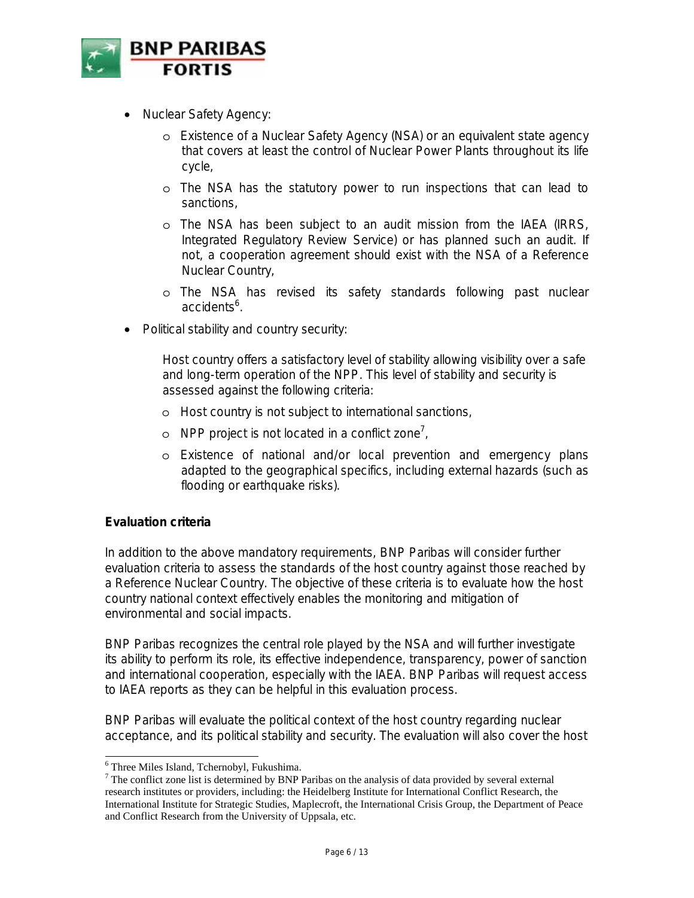- Nuclear Safety Agency:
  - Existence of a Nuclear Safety Agency (NSA) or an equivalent state agency that covers at least the control of Nuclear Power Plants throughout its life cycle,
  - The NSA has the statutory power to run inspections that can lead to sanctions,
  - The NSA has been subject to an audit mission from the IAEA (IRRS, Integrated Regulatory Review Service) or has planned such an audit. If not, a cooperation agreement should exist with the NSA of a Reference Nuclear Country,
  - The NSA has revised its safety standards following past nuclear accidents[6].
- Political stability and country security:

  Host country offers a satisfactory level of stability allowing visibility over a safe and long-term operation of the NPP. This level of stability and security is assessed against the following criteria:

  - Host country is not subject to international sanctions,
  - NPP project is not located in a conflict zone[7],
  - Existence of national and/or local prevention and emergency plans adapted to the geographical specifics, including external hazards (such as flooding or earthquake risks).

**Evaluation criteria**

In addition to the above mandatory requirements, BNP Paribas will consider further evaluation criteria to assess the standards of the host country against those reached by a Reference Nuclear Country. The objective of these criteria is to evaluate how the host country national context effectively enables the monitoring and mitigation of environmental and social impacts.

BNP Paribas recognizes the central role played by the NSA and will further investigate its ability to perform its role, its effective independence, transparency, power of sanction and international cooperation, especially with the IAEA. BNP Paribas will request access to IAEA reports as they can be helpful in this evaluation process.

BNP Paribas will evaluate the political context of the host country regarding nuclear acceptance, and its political stability and security. The evaluation will also cover the host

[6] Three Miles Island, Tchernobyl, Fukushima.

[7] The conflict zone list is determined by BNP Paribas on the analysis of data provided by several external research institutes or providers, including: the Heidelberg Institute for International Conflict Research, the International Institute for Strategic Studies, Maplecroft, the International Crisis Group, the Department of Peace and Conflict Research from the University of Uppsala, etc.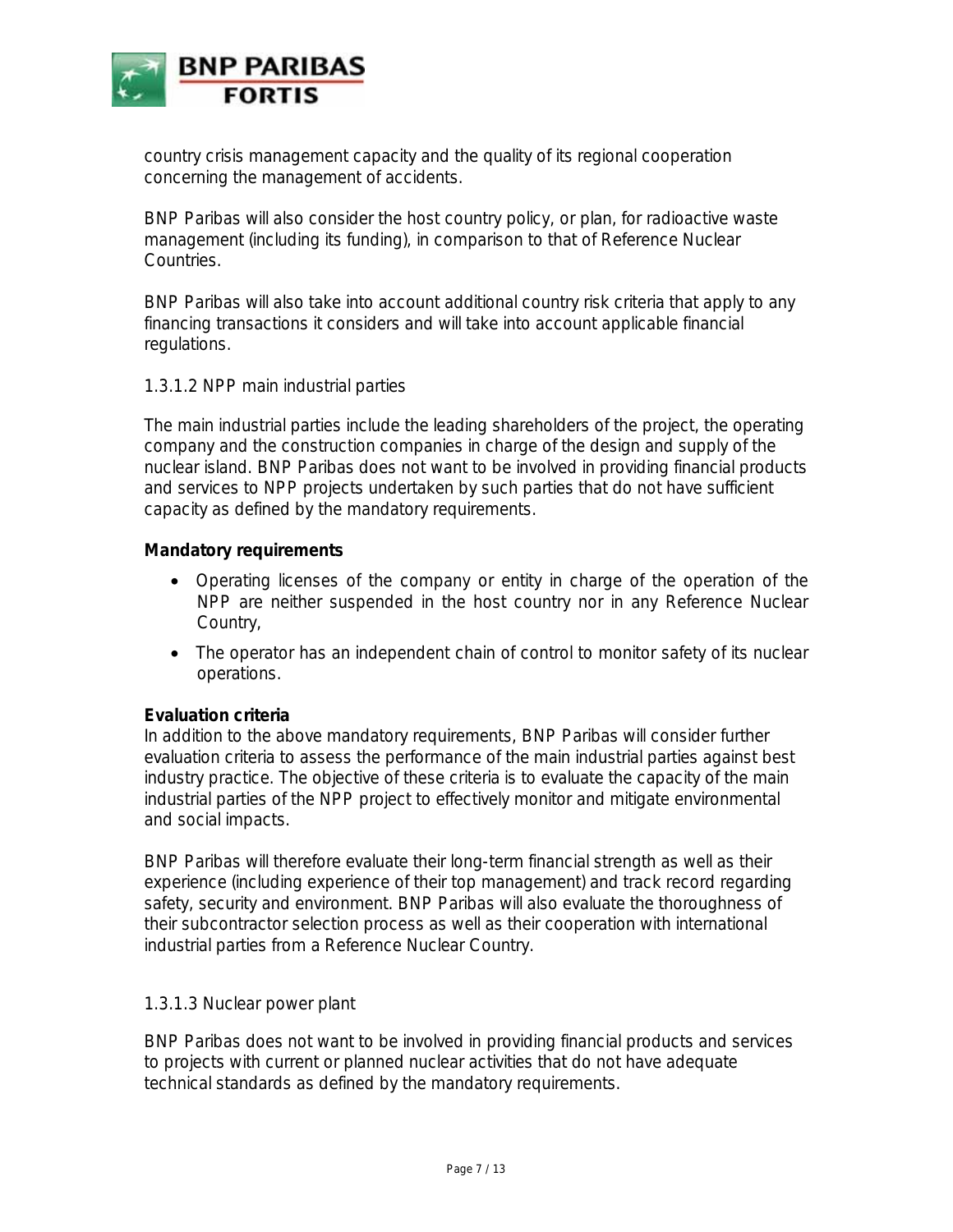country crisis management capacity and the quality of its regional cooperation concerning the management of accidents.

BNP Paribas will also consider the host country policy, or plan, for radioactive waste management (including its funding), in comparison to that of Reference Nuclear Countries.

BNP Paribas will also take into account additional country risk criteria that apply to any financing transactions it considers and will take into account applicable financial regulations.

#### 1.3.1.2 NPP main industrial parties

The main industrial parties include the leading shareholders of the project, the operating company and the construction companies in charge of the design and supply of the nuclear island. BNP Paribas does not want to be involved in providing financial products and services to NPP projects undertaken by such parties that do not have sufficient capacity as defined by the mandatory requirements.

**Mandatory requirements**

- Operating licenses of the company or entity in charge of the operation of the NPP are neither suspended in the host country nor in any Reference Nuclear Country,
- The operator has an independent chain of control to monitor safety of its nuclear operations.

**Evaluation criteria**

In addition to the above mandatory requirements, BNP Paribas will consider further evaluation criteria to assess the performance of the main industrial parties against best industry practice. The objective of these criteria is to evaluate the capacity of the main industrial parties of the NPP project to effectively monitor and mitigate environmental and social impacts.

BNP Paribas will therefore evaluate their long-term financial strength as well as their experience (including experience of their top management) and track record regarding safety, security and environment. BNP Paribas will also evaluate the thoroughness of their subcontractor selection process as well as their cooperation with international industrial parties from a Reference Nuclear Country.

#### 1.3.1.3 Nuclear power plant

BNP Paribas does not want to be involved in providing financial products and services to projects with current or planned nuclear activities that do not have adequate technical standards as defined by the mandatory requirements.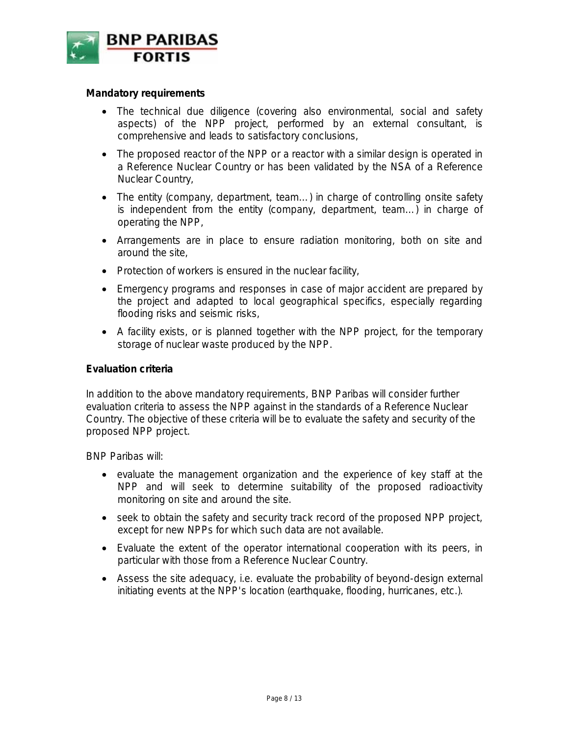**Mandatory requirements**

- The technical due diligence (covering also environmental, social and safety aspects) of the NPP project, performed by an external consultant, is comprehensive and leads to satisfactory conclusions,
- The proposed reactor of the NPP or a reactor with a similar design is operated in a Reference Nuclear Country or has been validated by the NSA of a Reference Nuclear Country,
- The entity (company, department, team…) in charge of controlling onsite safety is independent from the entity (company, department, team…) in charge of operating the NPP,
- Arrangements are in place to ensure radiation monitoring, both on site and around the site,
- Protection of workers is ensured in the nuclear facility,
- Emergency programs and responses in case of major accident are prepared by the project and adapted to local geographical specifics, especially regarding flooding risks and seismic risks,
- A facility exists, or is planned together with the NPP project, for the temporary storage of nuclear waste produced by the NPP.

**Evaluation criteria**

In addition to the above mandatory requirements, BNP Paribas will consider further evaluation criteria to assess the NPP against in the standards of a Reference Nuclear Country. The objective of these criteria will be to evaluate the safety and security of the proposed NPP project.

BNP Paribas will:

- evaluate the management organization and the experience of key staff at the NPP and will seek to determine suitability of the proposed radioactivity monitoring on site and around the site.
- seek to obtain the safety and security track record of the proposed NPP project, except for new NPPs for which such data are not available.
- Evaluate the extent of the operator international cooperation with its peers, in particular with those from a Reference Nuclear Country.
- Assess the site adequacy, i.e. evaluate the probability of beyond-design external initiating events at the NPP's location (earthquake, flooding, hurricanes, etc.).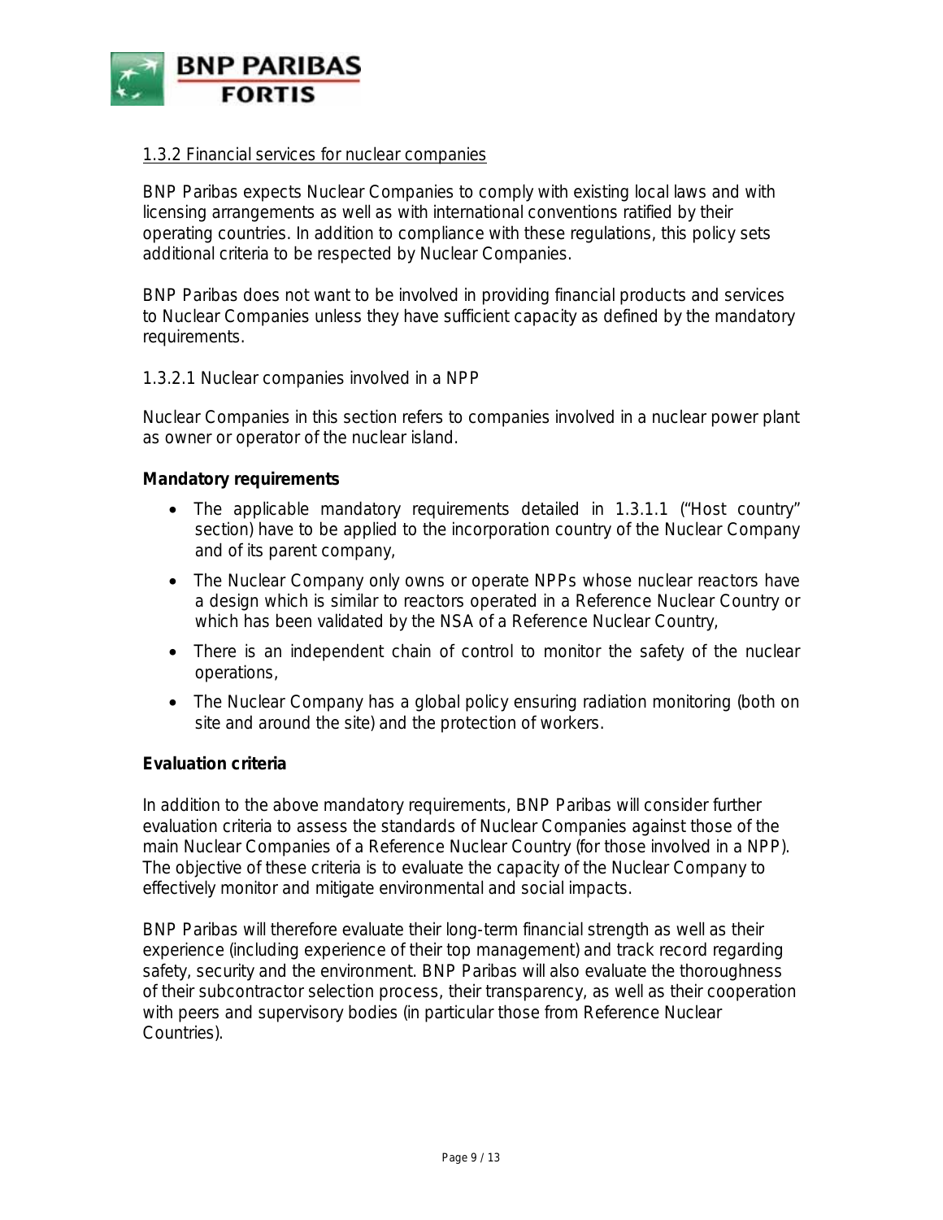### 1.3.2 Financial services for nuclear companies

BNP Paribas expects Nuclear Companies to comply with existing local laws and with licensing arrangements as well as with international conventions ratified by their operating countries. In addition to compliance with these regulations, this policy sets additional criteria to be respected by Nuclear Companies.

BNP Paribas does not want to be involved in providing financial products and services to Nuclear Companies unless they have sufficient capacity as defined by the mandatory requirements.

#### 1.3.2.1 Nuclear companies involved in a NPP

Nuclear Companies in this section refers to companies involved in a nuclear power plant as owner or operator of the nuclear island.

**Mandatory requirements**

- The applicable mandatory requirements detailed in 1.3.1.1 ("Host country" section) have to be applied to the incorporation country of the Nuclear Company and of its parent company,
- The Nuclear Company only owns or operate NPPs whose nuclear reactors have a design which is similar to reactors operated in a Reference Nuclear Country or which has been validated by the NSA of a Reference Nuclear Country,
- There is an independent chain of control to monitor the safety of the nuclear operations,
- The Nuclear Company has a global policy ensuring radiation monitoring (both on site and around the site) and the protection of workers.

**Evaluation criteria**

In addition to the above mandatory requirements, BNP Paribas will consider further evaluation criteria to assess the standards of Nuclear Companies against those of the main Nuclear Companies of a Reference Nuclear Country (for those involved in a NPP). The objective of these criteria is to evaluate the capacity of the Nuclear Company to effectively monitor and mitigate environmental and social impacts.

BNP Paribas will therefore evaluate their long-term financial strength as well as their experience (including experience of their top management) and track record regarding safety, security and the environment. BNP Paribas will also evaluate the thoroughness of their subcontractor selection process, their transparency, as well as their cooperation with peers and supervisory bodies (in particular those from Reference Nuclear Countries).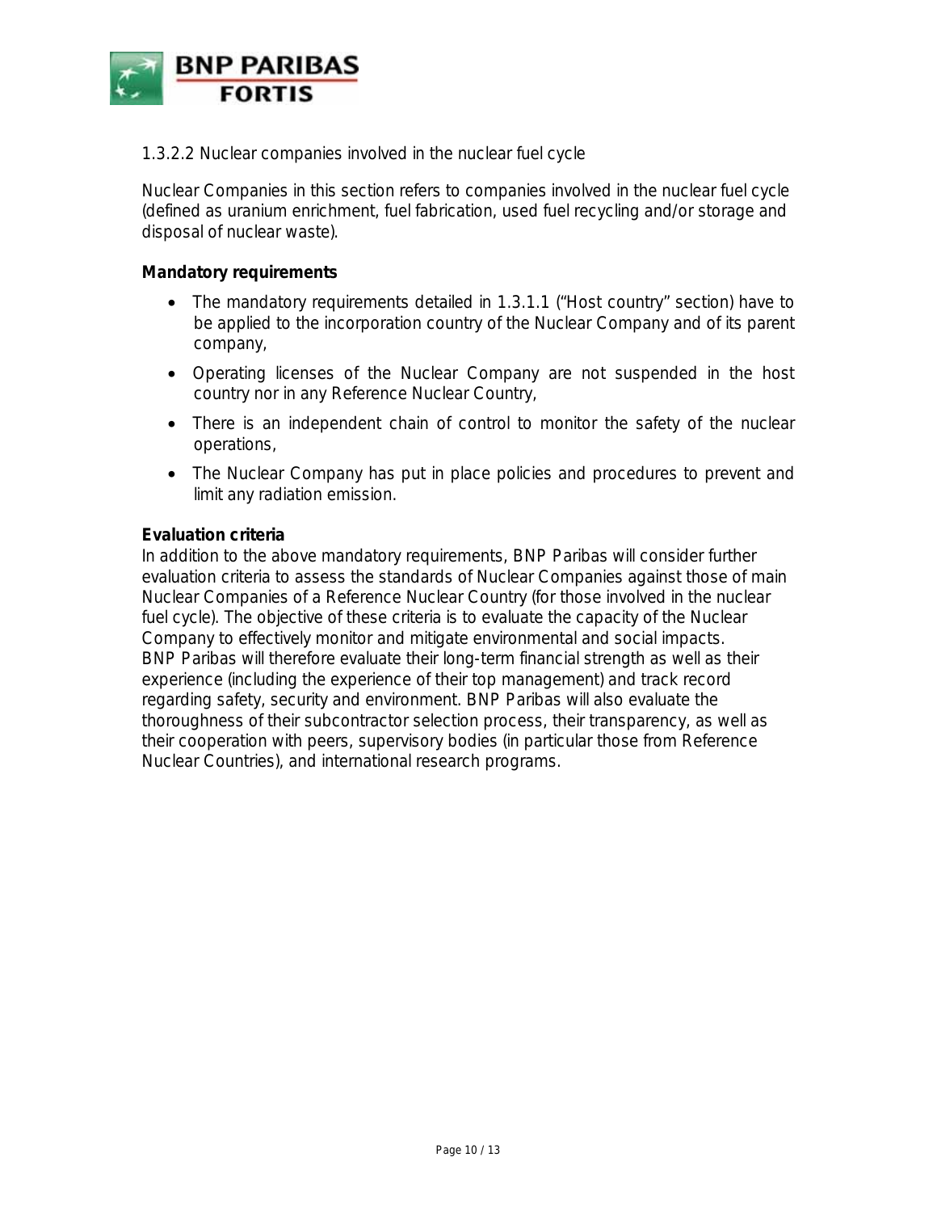### 1.3.2.2 Nuclear companies involved in the nuclear fuel cycle

Nuclear Companies in this section refers to companies involved in the nuclear fuel cycle (defined as uranium enrichment, fuel fabrication, used fuel recycling and/or storage and disposal of nuclear waste).

**Mandatory requirements**

- The mandatory requirements detailed in 1.3.1.1 ("Host country" section) have to be applied to the incorporation country of the Nuclear Company and of its parent company,
- Operating licenses of the Nuclear Company are not suspended in the host country nor in any Reference Nuclear Country,
- There is an independent chain of control to monitor the safety of the nuclear operations,
- The Nuclear Company has put in place policies and procedures to prevent and limit any radiation emission.

**Evaluation criteria**

In addition to the above mandatory requirements, BNP Paribas will consider further evaluation criteria to assess the standards of Nuclear Companies against those of main Nuclear Companies of a Reference Nuclear Country (for those involved in the nuclear fuel cycle). The objective of these criteria is to evaluate the capacity of the Nuclear Company to effectively monitor and mitigate environmental and social impacts.
BNP Paribas will therefore evaluate their long-term financial strength as well as their experience (including the experience of their top management) and track record regarding safety, security and environment. BNP Paribas will also evaluate the thoroughness of their subcontractor selection process, their transparency, as well as their cooperation with peers, supervisory bodies (in particular those from Reference Nuclear Countries), and international research programs.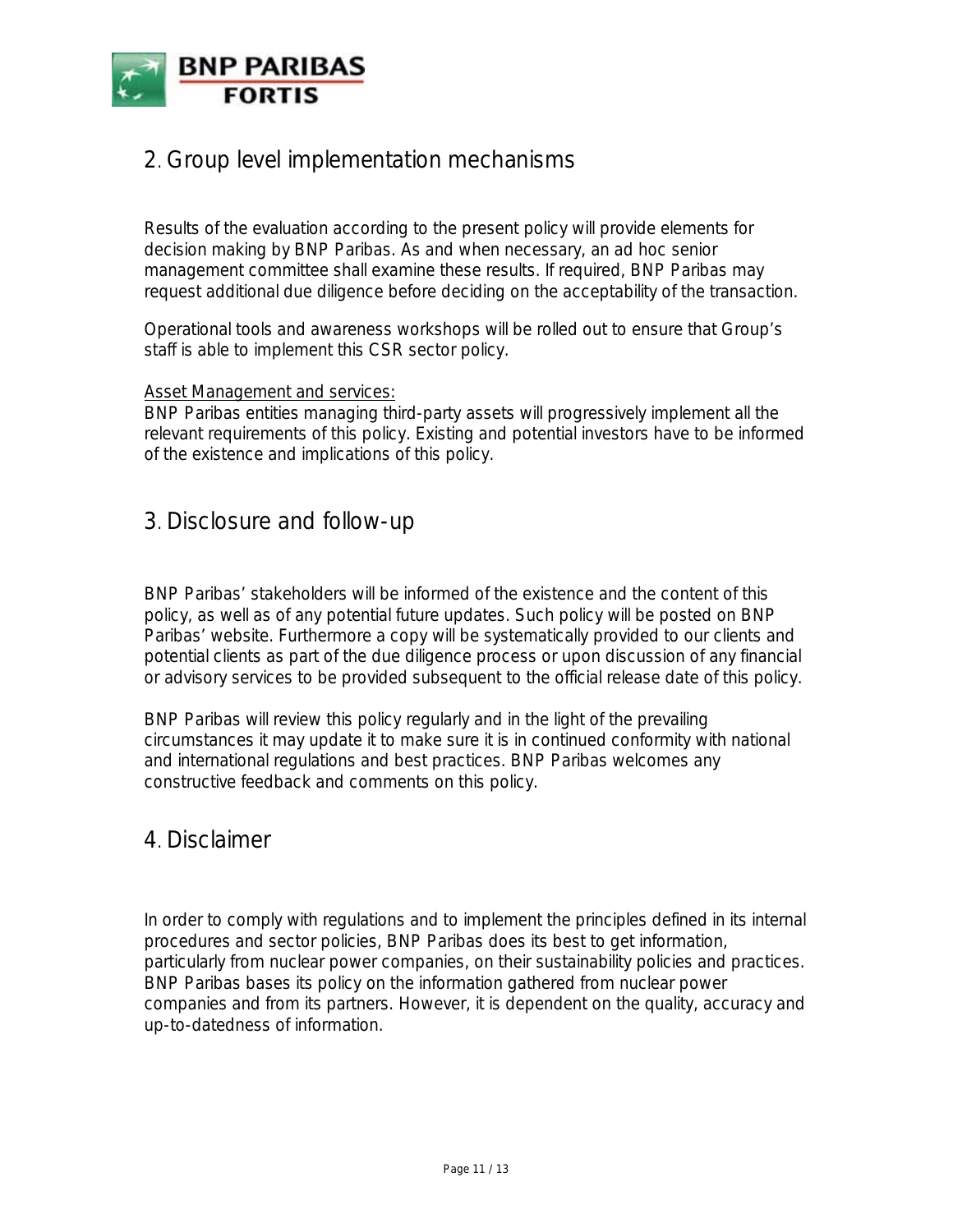## 2. Group level implementation mechanisms

Results of the evaluation according to the present policy will provide elements for decision making by BNP Paribas. As and when necessary, an ad hoc senior management committee shall examine these results. If required, BNP Paribas may request additional due diligence before deciding on the acceptability of the transaction.

Operational tools and awareness workshops will be rolled out to ensure that Group's staff is able to implement this CSR sector policy.

Asset Management and services:
BNP Paribas entities managing third-party assets will progressively implement all the relevant requirements of this policy. Existing and potential investors have to be informed of the existence and implications of this policy.

## 3. Disclosure and follow-up

BNP Paribas' stakeholders will be informed of the existence and the content of this policy, as well as of any potential future updates. Such policy will be posted on BNP Paribas' website. Furthermore a copy will be systematically provided to our clients and potential clients as part of the due diligence process or upon discussion of any financial or advisory services to be provided subsequent to the official release date of this policy.

BNP Paribas will review this policy regularly and in the light of the prevailing circumstances it may update it to make sure it is in continued conformity with national and international regulations and best practices. BNP Paribas welcomes any constructive feedback and comments on this policy.

## 4. Disclaimer

In order to comply with regulations and to implement the principles defined in its internal procedures and sector policies, BNP Paribas does its best to get information, particularly from nuclear power companies, on their sustainability policies and practices. BNP Paribas bases its policy on the information gathered from nuclear power companies and from its partners. However, it is dependent on the quality, accuracy and up-to-datedness of information.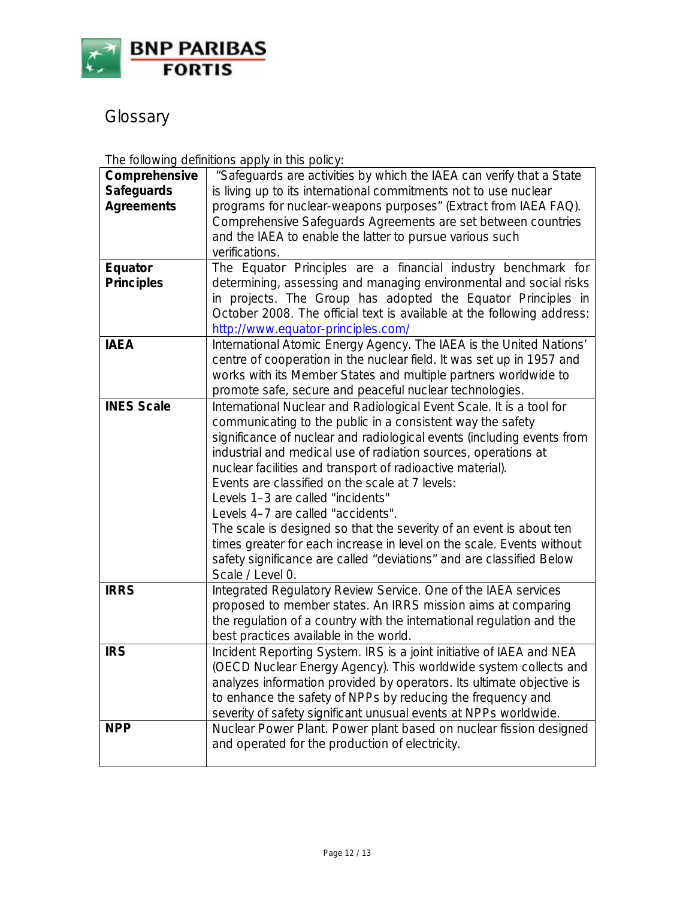# Glossary

The following definitions apply in this policy:

| | |
|---|---|
| **Comprehensive Safeguards Agreements** | "Safeguards are activities by which the IAEA can verify that a State is living up to its international commitments not to use nuclear programs for nuclear-weapons purposes" (Extract from IAEA FAQ). Comprehensive Safeguards Agreements are set between countries and the IAEA to enable the latter to pursue various such verifications. |
| **Equator Principles** | The Equator Principles are a financial industry benchmark for determining, assessing and managing environmental and social risks in projects. The Group has adopted the Equator Principles in October 2008. The official text is available at the following address: http://www.equator-principles.com/ |
| **IAEA** | International Atomic Energy Agency. The IAEA is the United Nations' centre of cooperation in the nuclear field. It was set up in 1957 and works with its Member States and multiple partners worldwide to promote safe, secure and peaceful nuclear technologies. |
| **INES Scale** | International Nuclear and Radiological Event Scale. It is a tool for communicating to the public in a consistent way the safety significance of nuclear and radiological events (including events from industrial and medical use of radiation sources, operations at nuclear facilities and transport of radioactive material).<br>Events are classified on the scale at 7 levels:<br>Levels 1–3 are called "incidents"<br>Levels 4–7 are called "accidents".<br>The scale is designed so that the severity of an event is about ten times greater for each increase in level on the scale. Events without safety significance are called "deviations" and are classified Below Scale / Level 0. |
| **IRRS** | Integrated Regulatory Review Service. One of the IAEA services proposed to member states. An IRRS mission aims at comparing the regulation of a country with the international regulation and the best practices available in the world. |
| **IRS** | Incident Reporting System. IRS is a joint initiative of IAEA and NEA (OECD Nuclear Energy Agency). This worldwide system collects and analyzes information provided by operators. Its ultimate objective is to enhance the safety of NPPs by reducing the frequency and severity of safety significant unusual events at NPPs worldwide. |
| **NPP** | Nuclear Power Plant. Power plant based on nuclear fission designed and operated for the production of electricity. |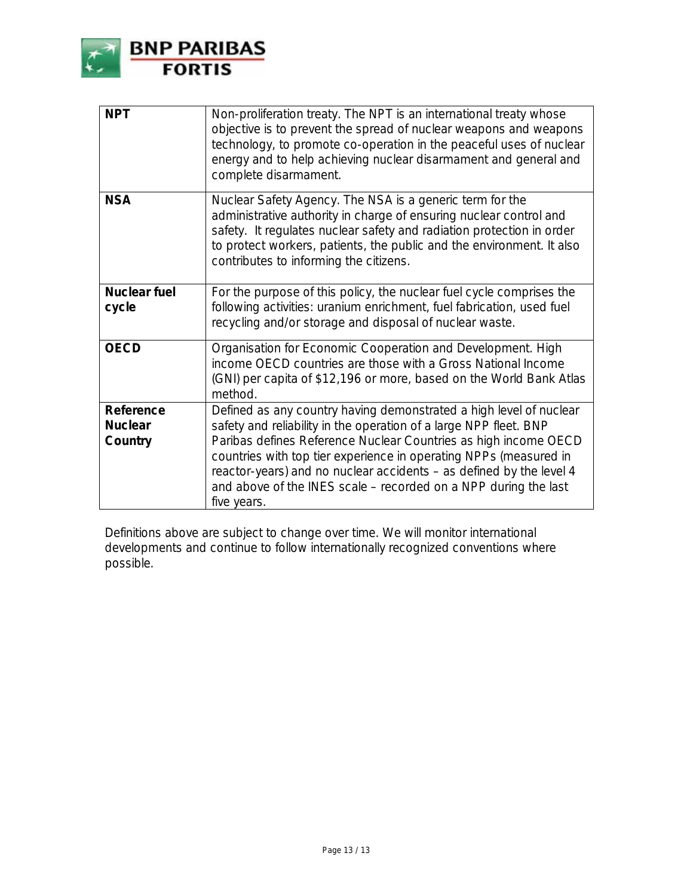| | |
|---|---|
| **NPT** | Non-proliferation treaty. The NPT is an international treaty whose objective is to prevent the spread of nuclear weapons and weapons technology, to promote co-operation in the peaceful uses of nuclear energy and to help achieving nuclear disarmament and general and complete disarmament. |
| **NSA** | Nuclear Safety Agency. The NSA is a generic term for the administrative authority in charge of ensuring nuclear control and safety. It regulates nuclear safety and radiation protection in order to protect workers, patients, the public and the environment. It also contributes to informing the citizens. |
| **Nuclear fuel cycle** | For the purpose of this policy, the nuclear fuel cycle comprises the following activities: uranium enrichment, fuel fabrication, used fuel recycling and/or storage and disposal of nuclear waste. |
| **OECD** | Organisation for Economic Cooperation and Development. High income OECD countries are those with a Gross National Income (GNI) per capita of $12,196 or more, based on the World Bank Atlas method. |
| **Reference Nuclear Country** | Defined as any country having demonstrated a high level of nuclear safety and reliability in the operation of a large NPP fleet. BNP Paribas defines Reference Nuclear Countries as high income OECD countries with top tier experience in operating NPPs (measured in reactor-years) and no nuclear accidents – as defined by the level 4 and above of the INES scale – recorded on a NPP during the last five years. |

Definitions above are subject to change over time. We will monitor international developments and continue to follow internationally recognized conventions where possible.